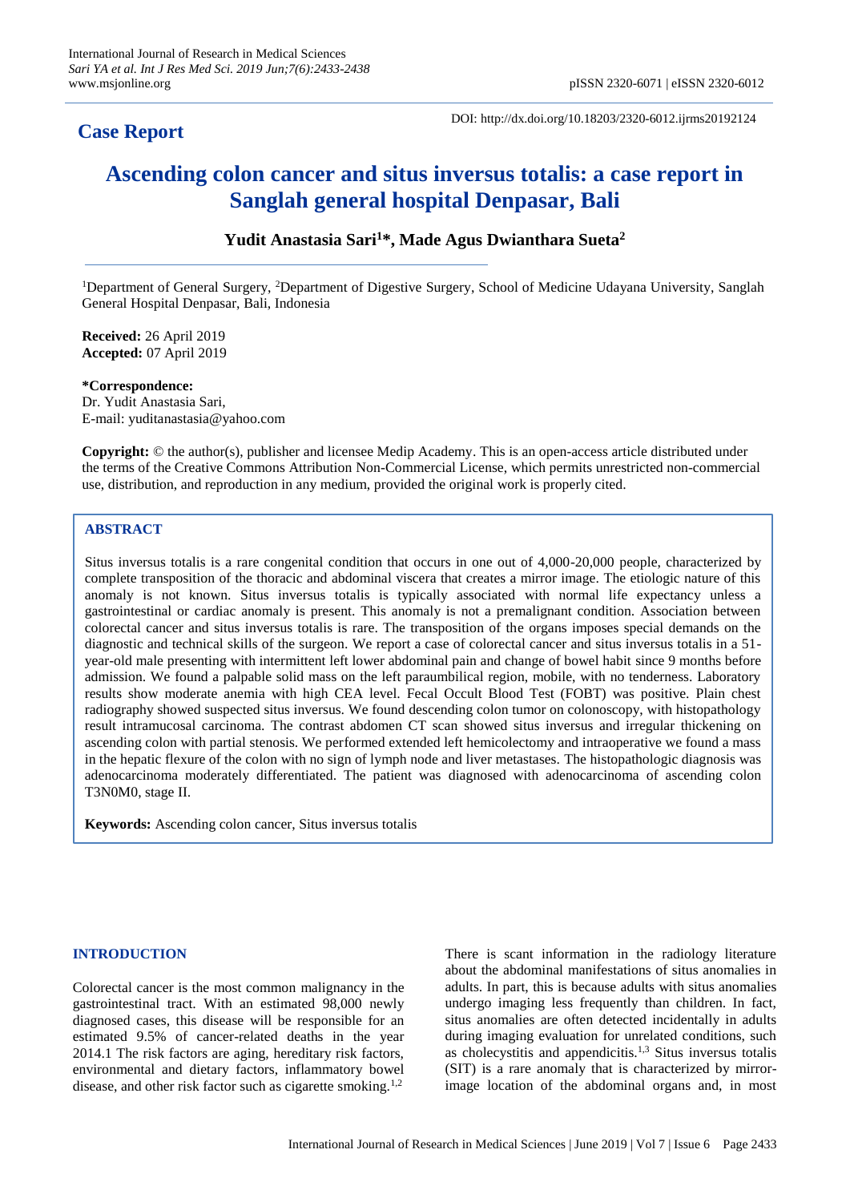## Case Report

DOI: http://dx.doi.org/10.18203/2320-6012.ijrms20192124

# Ascending colon cancer and situs inversus totalis: a case report in Sanglah general hospital Denpasar, Bali

**Yudit Anastasia Sari[1]*, Made Agus Dwianthara Sueta[2]**

[1]Department of General Surgery, [2]Department of Digestive Surgery, School of Medicine Udayana University, Sanglah General Hospital Denpasar, Bali, Indonesia

**Received:** 26 April 2019
**Accepted:** 07 April 2019

**\*Correspondence:**
Dr. Yudit Anastasia Sari,
E-mail: yuditanastasia@yahoo.com

**Copyright:** © the author(s), publisher and licensee Medip Academy. This is an open-access article distributed under the terms of the Creative Commons Attribution Non-Commercial License, which permits unrestricted non-commercial use, distribution, and reproduction in any medium, provided the original work is properly cited.

### ABSTRACT

Situs inversus totalis is a rare congenital condition that occurs in one out of 4,000-20,000 people, characterized by complete transposition of the thoracic and abdominal viscera that creates a mirror image. The etiologic nature of this anomaly is not known. Situs inversus totalis is typically associated with normal life expectancy unless a gastrointestinal or cardiac anomaly is present. This anomaly is not a premalignant condition. Association between colorectal cancer and situs inversus totalis is rare. The transposition of the organs imposes special demands on the diagnostic and technical skills of the surgeon. We report a case of colorectal cancer and situs inversus totalis in a 51-year-old male presenting with intermittent left lower abdominal pain and change of bowel habit since 9 months before admission. We found a palpable solid mass on the left paraumbilical region, mobile, with no tenderness. Laboratory results show moderate anemia with high CEA level. Fecal Occult Blood Test (FOBT) was positive. Plain chest radiography showed suspected situs inversus. We found descending colon tumor on colonoscopy, with histopathology result intramucosal carcinoma. The contrast abdomen CT scan showed situs inversus and irregular thickening on ascending colon with partial stenosis. We performed extended left hemicolectomy and intraoperative we found a mass in the hepatic flexure of the colon with no sign of lymph node and liver metastases. The histopathologic diagnosis was adenocarcinoma moderately differentiated. The patient was diagnosed with adenocarcinoma of ascending colon T3N0M0, stage II.

**Keywords:** Ascending colon cancer, Situs inversus totalis

## INTRODUCTION

Colorectal cancer is the most common malignancy in the gastrointestinal tract. With an estimated 98,000 newly diagnosed cases, this disease will be responsible for an estimated 9.5% of cancer-related deaths in the year 2014.1 The risk factors are aging, hereditary risk factors, environmental and dietary factors, inflammatory bowel disease, and other risk factor such as cigarette smoking.[1,2]

There is scant information in the radiology literature about the abdominal manifestations of situs anomalies in adults. In part, this is because adults with situs anomalies undergo imaging less frequently than children. In fact, situs anomalies are often detected incidentally in adults during imaging evaluation for unrelated conditions, such as cholecystitis and appendicitis.[1,3] Situs inversus totalis (SIT) is a rare anomaly that is characterized by mirror-image location of the abdominal organs and, in most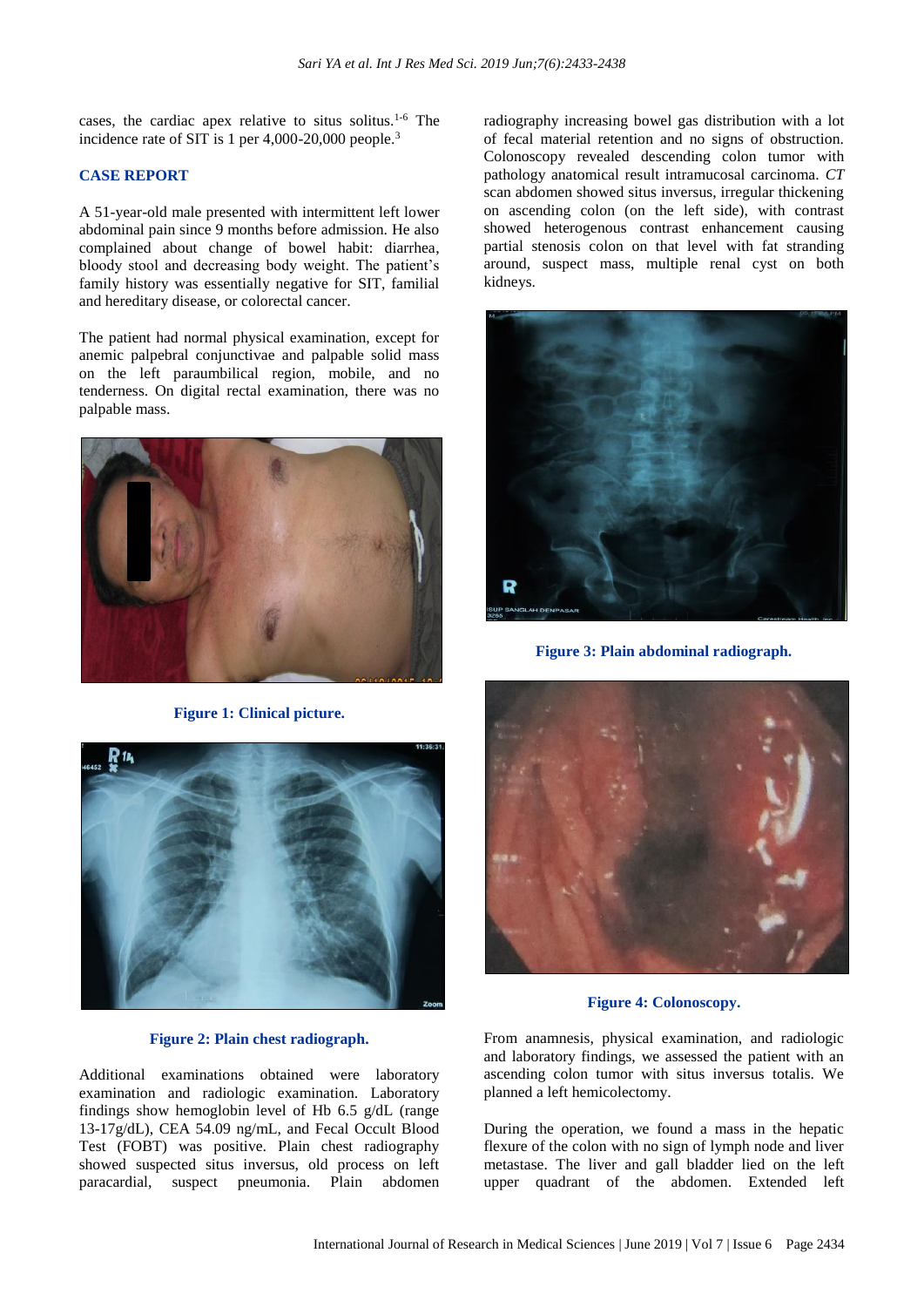cases, the cardiac apex relative to situs solitus.[1-6] The incidence rate of SIT is 1 per 4,000-20,000 people.[3]

## CASE REPORT

A 51-year-old male presented with intermittent left lower abdominal pain since 9 months before admission. He also complained about change of bowel habit: diarrhea, bloody stool and decreasing body weight. The patient's family history was essentially negative for SIT, familial and hereditary disease, or colorectal cancer.

The patient had normal physical examination, except for anemic palpebral conjunctivae and palpable solid mass on the left paraumbilical region, mobile, and no tenderness. On digital rectal examination, there was no palpable mass.

**Figure 1: Clinical picture.**

**Figure 2: Plain chest radiograph.**

Additional examinations obtained were laboratory examination and radiologic examination. Laboratory findings show hemoglobin level of Hb 6.5 g/dL (range 13-17g/dL), CEA 54.09 ng/mL, and Fecal Occult Blood Test (FOBT) was positive. Plain chest radiography showed suspected situs inversus, old process on left paracardial, suspect pneumonia. Plain abdomen radiography increasing bowel gas distribution with a lot of fecal material retention and no signs of obstruction. Colonoscopy revealed descending colon tumor with pathology anatomical result intramucosal carcinoma. *CT* scan abdomen showed situs inversus, irregular thickening on ascending colon (on the left side), with contrast showed heterogenous contrast enhancement causing partial stenosis colon on that level with fat stranding around, suspect mass, multiple renal cyst on both kidneys.

**Figure 3: Plain abdominal radiograph.**

**Figure 4: Colonoscopy.**

From anamnesis, physical examination, and radiologic and laboratory findings, we assessed the patient with an ascending colon tumor with situs inversus totalis. We planned a left hemicolectomy.

During the operation, we found a mass in the hepatic flexure of the colon with no sign of lymph node and liver metastase. The liver and gall bladder lied on the left upper quadrant of the abdomen. Extended left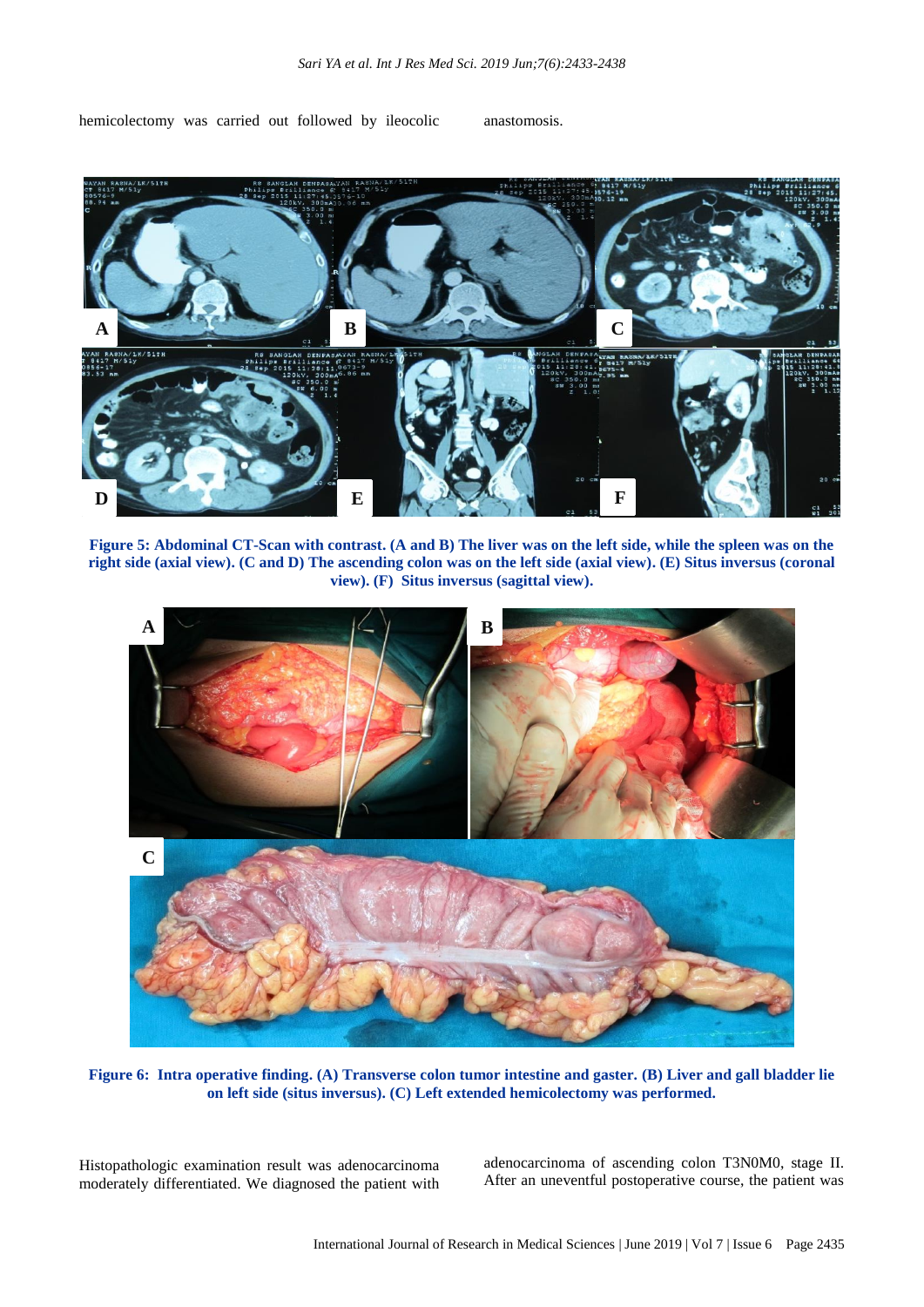hemicolectomy was carried out followed by ileocolic anastomosis.

**Figure 5: Abdominal CT-Scan with contrast. (A and B) The liver was on the left side, while the spleen was on the right side (axial view). (C and D) The ascending colon was on the left side (axial view). (E) Situs inversus (coronal view). (F) Situs inversus (sagittal view).**

**Figure 6: Intra operative finding. (A) Transverse colon tumor intestine and gaster. (B) Liver and gall bladder lie on left side (situs inversus). (C) Left extended hemicolectomy was performed.**

Histopathologic examination result was adenocarcinoma moderately differentiated. We diagnosed the patient with adenocarcinoma of ascending colon T3N0M0, stage II. After an uneventful postoperative course, the patient was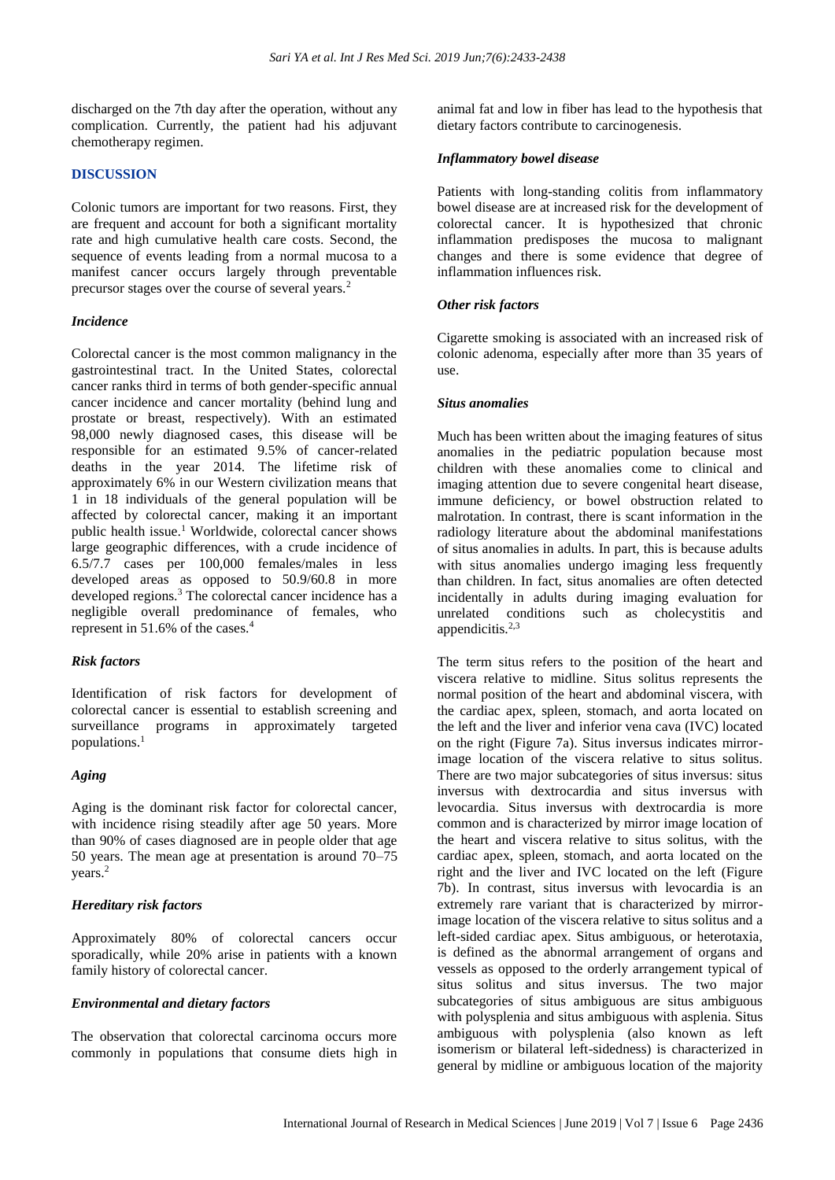discharged on the 7th day after the operation, without any complication. Currently, the patient had his adjuvant chemotherapy regimen.

## DISCUSSION

Colonic tumors are important for two reasons. First, they are frequent and account for both a significant mortality rate and high cumulative health care costs. Second, the sequence of events leading from a normal mucosa to a manifest cancer occurs largely through preventable precursor stages over the course of several years.[2]

### *Incidence*

Colorectal cancer is the most common malignancy in the gastrointestinal tract. In the United States, colorectal cancer ranks third in terms of both gender-specific annual cancer incidence and cancer mortality (behind lung and prostate or breast, respectively). With an estimated 98,000 newly diagnosed cases, this disease will be responsible for an estimated 9.5% of cancer-related deaths in the year 2014. The lifetime risk of approximately 6% in our Western civilization means that 1 in 18 individuals of the general population will be affected by colorectal cancer, making it an important public health issue.[1] Worldwide, colorectal cancer shows large geographic differences, with a crude incidence of 6.5/7.7 cases per 100,000 females/males in less developed areas as opposed to 50.9/60.8 in more developed regions.[3] The colorectal cancer incidence has a negligible overall predominance of females, who represent in 51.6% of the cases.[4]

### *Risk factors*

Identification of risk factors for development of colorectal cancer is essential to establish screening and surveillance programs in approximately targeted populations.[1]

### *Aging*

Aging is the dominant risk factor for colorectal cancer, with incidence rising steadily after age 50 years. More than 90% of cases diagnosed are in people older that age 50 years. The mean age at presentation is around 70–75 years.[2]

### *Hereditary risk factors*

Approximately 80% of colorectal cancers occur sporadically, while 20% arise in patients with a known family history of colorectal cancer.

### *Environmental and dietary factors*

The observation that colorectal carcinoma occurs more commonly in populations that consume diets high in animal fat and low in fiber has lead to the hypothesis that dietary factors contribute to carcinogenesis.

### *Inflammatory bowel disease*

Patients with long-standing colitis from inflammatory bowel disease are at increased risk for the development of colorectal cancer. It is hypothesized that chronic inflammation predisposes the mucosa to malignant changes and there is some evidence that degree of inflammation influences risk.

### *Other risk factors*

Cigarette smoking is associated with an increased risk of colonic adenoma, especially after more than 35 years of use.

### *Situs anomalies*

Much has been written about the imaging features of situs anomalies in the pediatric population because most children with these anomalies come to clinical and imaging attention due to severe congenital heart disease, immune deficiency, or bowel obstruction related to malrotation. In contrast, there is scant information in the radiology literature about the abdominal manifestations of situs anomalies in adults. In part, this is because adults with situs anomalies undergo imaging less frequently than children. In fact, situs anomalies are often detected incidentally in adults during imaging evaluation for unrelated conditions such as cholecystitis and appendicitis.[2,3]

The term situs refers to the position of the heart and viscera relative to midline. Situs solitus represents the normal position of the heart and abdominal viscera, with the cardiac apex, spleen, stomach, and aorta located on the left and the liver and inferior vena cava (IVC) located on the right (Figure 7a). Situs inversus indicates mirror-image location of the viscera relative to situs solitus. There are two major subcategories of situs inversus: situs inversus with dextrocardia and situs inversus with levocardia. Situs inversus with dextrocardia is more common and is characterized by mirror image location of the heart and viscera relative to situs solitus, with the cardiac apex, spleen, stomach, and aorta located on the right and the liver and IVC located on the left (Figure 7b). In contrast, situs inversus with levocardia is an extremely rare variant that is characterized by mirror-image location of the viscera relative to situs solitus and a left-sided cardiac apex. Situs ambiguous, or heterotaxia, is defined as the abnormal arrangement of organs and vessels as opposed to the orderly arrangement typical of situs solitus and situs inversus. The two major subcategories of situs ambiguous are situs ambiguous with polysplenia and situs ambiguous with asplenia. Situs ambiguous with polysplenia (also known as left isomerism or bilateral left-sidedness) is characterized in general by midline or ambiguous location of the majority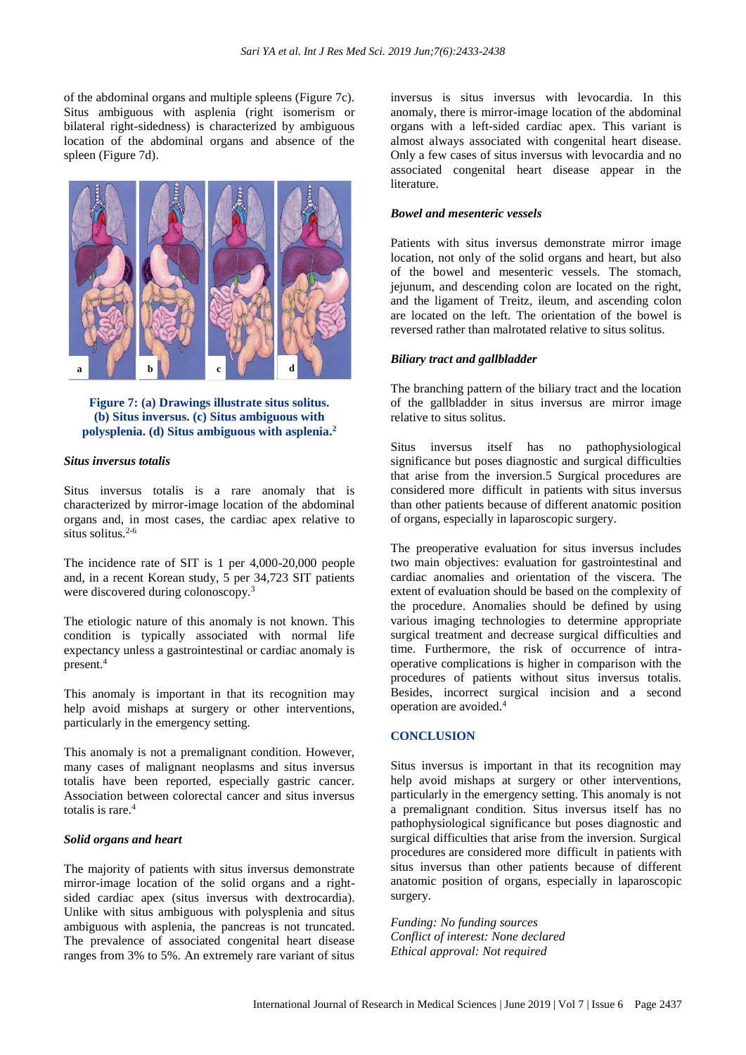of the abdominal organs and multiple spleens (Figure 7c). Situs ambiguous with asplenia (right isomerism or bilateral right-sidedness) is characterized by ambiguous location of the abdominal organs and absence of the spleen (Figure 7d).

**Figure 7: (a) Drawings illustrate situs solitus. (b) Situs inversus. (c) Situs ambiguous with polysplenia. (d) Situs ambiguous with asplenia.[2]**

### *Situs inversus totalis*

Situs inversus totalis is a rare anomaly that is characterized by mirror-image location of the abdominal organs and, in most cases, the cardiac apex relative to situs solitus.[2-6]

The incidence rate of SIT is 1 per 4,000-20,000 people and, in a recent Korean study, 5 per 34,723 SIT patients were discovered during colonoscopy.[3]

The etiologic nature of this anomaly is not known. This condition is typically associated with normal life expectancy unless a gastrointestinal or cardiac anomaly is present.[4]

This anomaly is important in that its recognition may help avoid mishaps at surgery or other interventions, particularly in the emergency setting.

This anomaly is not a premalignant condition. However, many cases of malignant neoplasms and situs inversus totalis have been reported, especially gastric cancer. Association between colorectal cancer and situs inversus totalis is rare.[4]

### *Solid organs and heart*

The majority of patients with situs inversus demonstrate mirror-image location of the solid organs and a right-sided cardiac apex (situs inversus with dextrocardia). Unlike with situs ambiguous with polysplenia and situs ambiguous with asplenia, the pancreas is not truncated. The prevalence of associated congenital heart disease ranges from 3% to 5%. An extremely rare variant of situs inversus is situs inversus with levocardia. In this anomaly, there is mirror-image location of the abdominal organs with a left-sided cardiac apex. This variant is almost always associated with congenital heart disease. Only a few cases of situs inversus with levocardia and no associated congenital heart disease appear in the literature.

### *Bowel and mesenteric vessels*

Patients with situs inversus demonstrate mirror image location, not only of the solid organs and heart, but also of the bowel and mesenteric vessels. The stomach, jejunum, and descending colon are located on the right, and the ligament of Treitz, ileum, and ascending colon are located on the left. The orientation of the bowel is reversed rather than malrotated relative to situs solitus.

### *Biliary tract and gallbladder*

The branching pattern of the biliary tract and the location of the gallbladder in situs inversus are mirror image relative to situs solitus.

Situs inversus itself has no pathophysiological significance but poses diagnostic and surgical difficulties that arise from the inversion.5 Surgical procedures are considered more difficult in patients with situs inversus than other patients because of different anatomic position of organs, especially in laparoscopic surgery.

The preoperative evaluation for situs inversus includes two main objectives: evaluation for gastrointestinal and cardiac anomalies and orientation of the viscera. The extent of evaluation should be based on the complexity of the procedure. Anomalies should be defined by using various imaging technologies to determine appropriate surgical treatment and decrease surgical difficulties and time. Furthermore, the risk of occurrence of intra-operative complications is higher in comparison with the procedures of patients without situs inversus totalis. Besides, incorrect surgical incision and a second operation are avoided.[4]

## CONCLUSION

Situs inversus is important in that its recognition may help avoid mishaps at surgery or other interventions, particularly in the emergency setting. This anomaly is not a premalignant condition. Situs inversus itself has no pathophysiological significance but poses diagnostic and surgical difficulties that arise from the inversion. Surgical procedures are considered more difficult in patients with situs inversus than other patients because of different anatomic position of organs, especially in laparoscopic surgery.

*Funding: No funding sources*
*Conflict of interest: None declared*
*Ethical approval: Not required*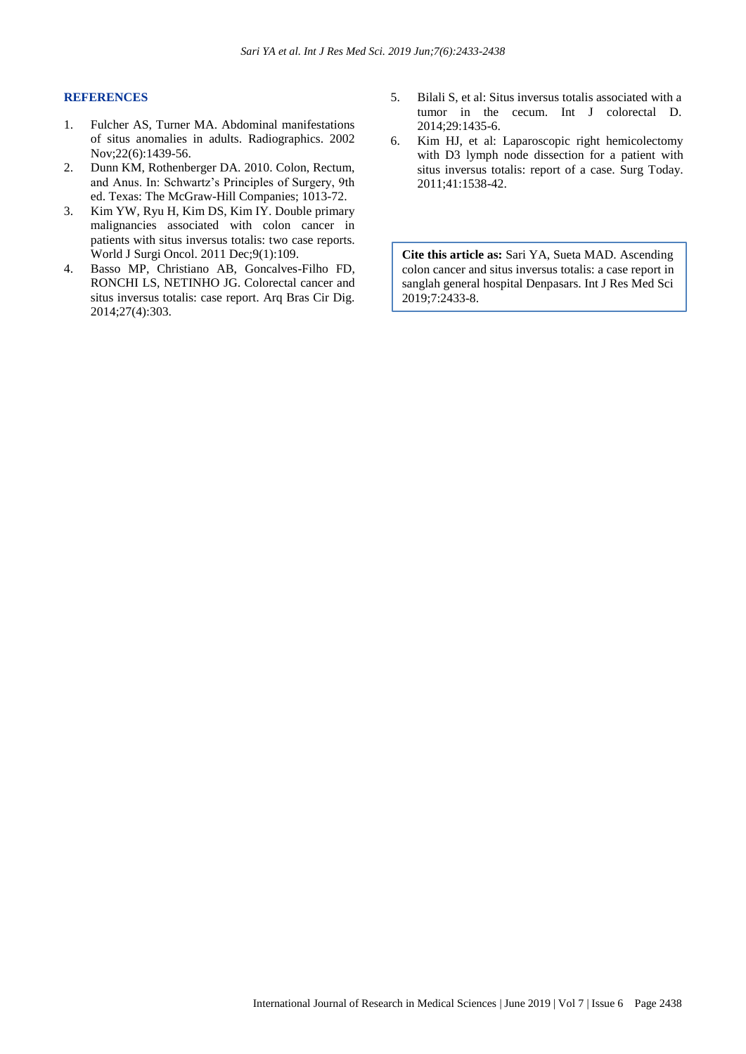## REFERENCES

1. Fulcher AS, Turner MA. Abdominal manifestations of situs anomalies in adults. Radiographics. 2002 Nov;22(6):1439-56.
2. Dunn KM, Rothenberger DA. 2010. Colon, Rectum, and Anus. In: Schwartz's Principles of Surgery, 9th ed. Texas: The McGraw-Hill Companies; 1013-72.
3. Kim YW, Ryu H, Kim DS, Kim IY. Double primary malignancies associated with colon cancer in patients with situs inversus totalis: two case reports. World J Surgi Oncol. 2011 Dec;9(1):109.
4. Basso MP, Christiano AB, Goncalves-Filho FD, RONCHI LS, NETINHO JG. Colorectal cancer and situs inversus totalis: case report. Arq Bras Cir Dig. 2014;27(4):303.
5. Bilali S, et al: Situs inversus totalis associated with a tumor in the cecum. Int J colorectal D. 2014;29:1435-6.
6. Kim HJ, et al: Laparoscopic right hemicolectomy with D3 lymph node dissection for a patient with situs inversus totalis: report of a case. Surg Today. 2011;41:1538-42.

**Cite this article as:** Sari YA, Sueta MAD. Ascending colon cancer and situs inversus totalis: a case report in sanglah general hospital Denpasars. Int J Res Med Sci 2019;7:2433-8.